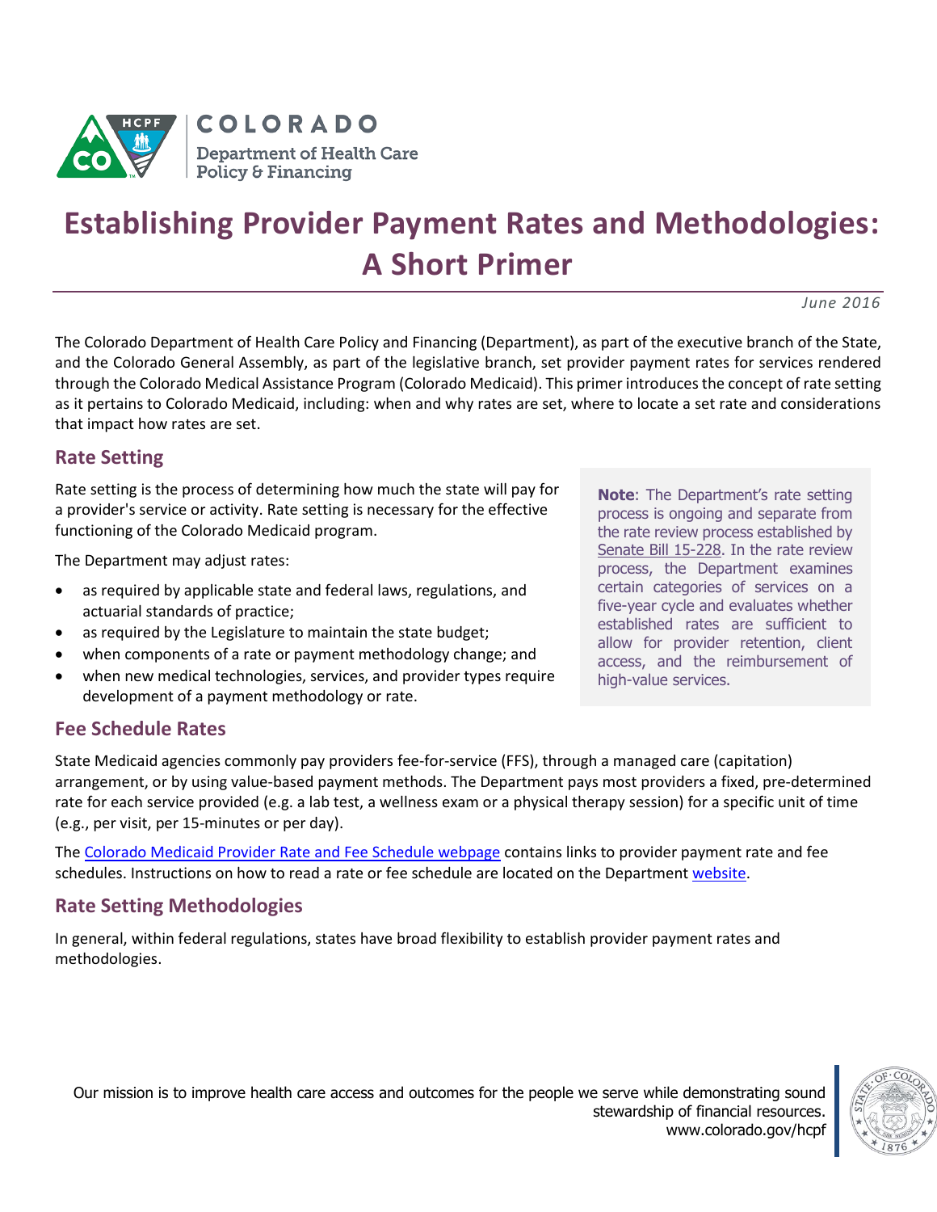COLORADO
Department of Health Care Policy & Financing

# Establishing Provider Payment Rates and Methodologies: A Short Primer

*June 2016*

The Colorado Department of Health Care Policy and Financing (Department), as part of the executive branch of the State, and the Colorado General Assembly, as part of the legislative branch, set provider payment rates for services rendered through the Colorado Medical Assistance Program (Colorado Medicaid). This primer introduces the concept of rate setting as it pertains to Colorado Medicaid, including: when and why rates are set, where to locate a set rate and considerations that impact how rates are set.

## Rate Setting

Rate setting is the process of determining how much the state will pay for a provider's service or activity. Rate setting is necessary for the effective functioning of the Colorado Medicaid program.

The Department may adjust rates:

- as required by applicable state and federal laws, regulations, and actuarial standards of practice;
- as required by the Legislature to maintain the state budget;
- when components of a rate or payment methodology change; and
- when new medical technologies, services, and provider types require development of a payment methodology or rate.

**Note**: The Department's rate setting process is ongoing and separate from the rate review process established by Senate Bill 15-228. In the rate review process, the Department examines certain categories of services on a five-year cycle and evaluates whether established rates are sufficient to allow for provider retention, client access, and the reimbursement of high-value services.

## Fee Schedule Rates

State Medicaid agencies commonly pay providers fee-for-service (FFS), through a managed care (capitation) arrangement, or by using value-based payment methods. The Department pays most providers a fixed, pre-determined rate for each service provided (e.g. a lab test, a wellness exam or a physical therapy session) for a specific unit of time (e.g., per visit, per 15-minutes or per day).

The Colorado Medicaid Provider Rate and Fee Schedule webpage contains links to provider payment rate and fee schedules. Instructions on how to read a rate or fee schedule are located on the Department website.

## Rate Setting Methodologies

In general, within federal regulations, states have broad flexibility to establish provider payment rates and methodologies.

Our mission is to improve health care access and outcomes for the people we serve while demonstrating sound stewardship of financial resources.
www.colorado.gov/hcpf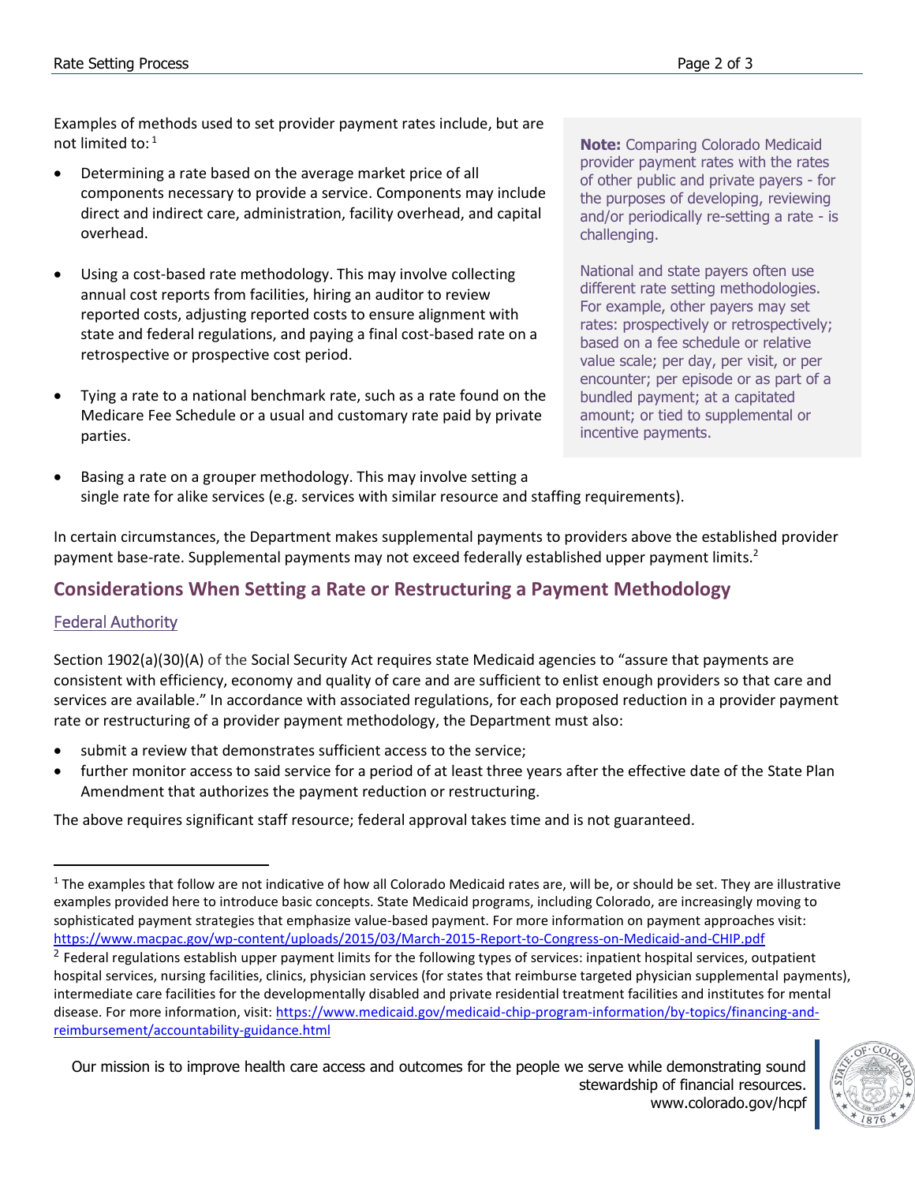Examples of methods used to set provider payment rates include, but are not limited to:[1]

- Determining a rate based on the average market price of all components necessary to provide a service. Components may include direct and indirect care, administration, facility overhead, and capital overhead.
- Using a cost-based rate methodology. This may involve collecting annual cost reports from facilities, hiring an auditor to review reported costs, adjusting reported costs to ensure alignment with state and federal regulations, and paying a final cost-based rate on a retrospective or prospective cost period.
- Tying a rate to a national benchmark rate, such as a rate found on the Medicare Fee Schedule or a usual and customary rate paid by private parties.
- Basing a rate on a grouper methodology. This may involve setting a single rate for alike services (e.g. services with similar resource and staffing requirements).

**Note:** Comparing Colorado Medicaid provider payment rates with the rates of other public and private payers - for the purposes of developing, reviewing and/or periodically re-setting a rate - is challenging.

National and state payers often use different rate setting methodologies. For example, other payers may set rates: prospectively or retrospectively; based on a fee schedule or relative value scale; per day, per visit, or per encounter; per episode or as part of a bundled payment; at a capitated amount; or tied to supplemental or incentive payments.

In certain circumstances, the Department makes supplemental payments to providers above the established provider payment base-rate. Supplemental payments may not exceed federally established upper payment limits.[2]

## Considerations When Setting a Rate or Restructuring a Payment Methodology

### Federal Authority

Section 1902(a)(30)(A) of the Social Security Act requires state Medicaid agencies to "assure that payments are consistent with efficiency, economy and quality of care and are sufficient to enlist enough providers so that care and services are available." In accordance with associated regulations, for each proposed reduction in a provider payment rate or restructuring of a provider payment methodology, the Department must also:

- submit a review that demonstrates sufficient access to the service;
- further monitor access to said service for a period of at least three years after the effective date of the State Plan Amendment that authorizes the payment reduction or restructuring.

The above requires significant staff resource; federal approval takes time and is not guaranteed.

---

[1] The examples that follow are not indicative of how all Colorado Medicaid rates are, will be, or should be set. They are illustrative examples provided here to introduce basic concepts. State Medicaid programs, including Colorado, are increasingly moving to sophisticated payment strategies that emphasize value-based payment. For more information on payment approaches visit: https://www.macpac.gov/wp-content/uploads/2015/03/March-2015-Report-to-Congress-on-Medicaid-and-CHIP.pdf

[2] Federal regulations establish upper payment limits for the following types of services: inpatient hospital services, outpatient hospital services, nursing facilities, clinics, physician services (for states that reimburse targeted physician supplemental payments), intermediate care facilities for the developmentally disabled and private residential treatment facilities and institutes for mental disease. For more information, visit: https://www.medicaid.gov/medicaid-chip-program-information/by-topics/financing-and-reimbursement/accountability-guidance.html

Our mission is to improve health care access and outcomes for the people we serve while demonstrating sound stewardship of financial resources.
www.colorado.gov/hcpf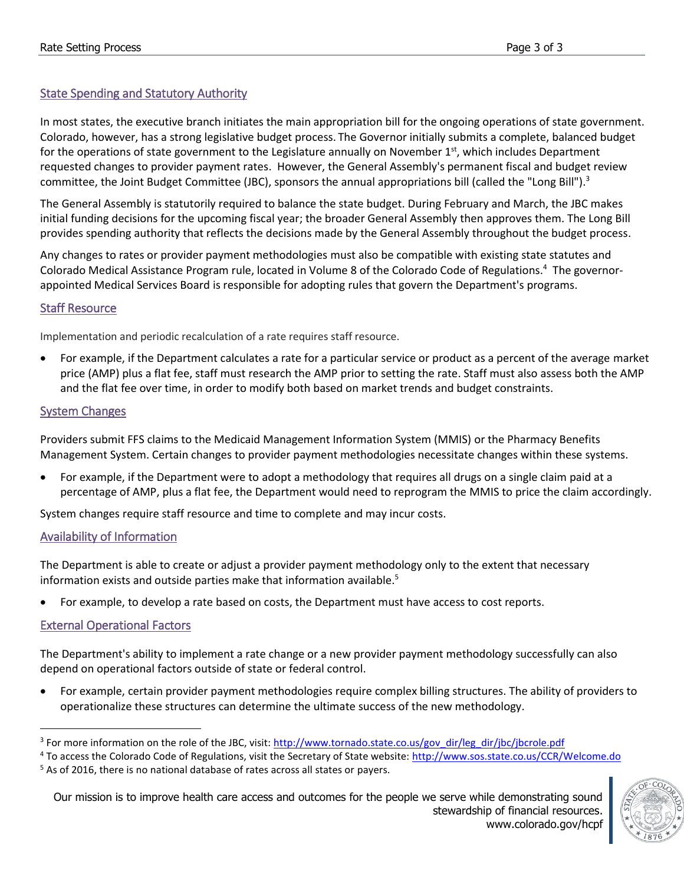## State Spending and Statutory Authority

In most states, the executive branch initiates the main appropriation bill for the ongoing operations of state government. Colorado, however, has a strong legislative budget process. The Governor initially submits a complete, balanced budget for the operations of state government to the Legislature annually on November 1st, which includes Department requested changes to provider payment rates. However, the General Assembly's permanent fiscal and budget review committee, the Joint Budget Committee (JBC), sponsors the annual appropriations bill (called the "Long Bill").[3]

The General Assembly is statutorily required to balance the state budget. During February and March, the JBC makes initial funding decisions for the upcoming fiscal year; the broader General Assembly then approves them. The Long Bill provides spending authority that reflects the decisions made by the General Assembly throughout the budget process.

Any changes to rates or provider payment methodologies must also be compatible with existing state statutes and Colorado Medical Assistance Program rule, located in Volume 8 of the Colorado Code of Regulations.[4] The governor-appointed Medical Services Board is responsible for adopting rules that govern the Department's programs.

## Staff Resource

Implementation and periodic recalculation of a rate requires staff resource.

- For example, if the Department calculates a rate for a particular service or product as a percent of the average market price (AMP) plus a flat fee, staff must research the AMP prior to setting the rate. Staff must also assess both the AMP and the flat fee over time, in order to modify both based on market trends and budget constraints.

## System Changes

Providers submit FFS claims to the Medicaid Management Information System (MMIS) or the Pharmacy Benefits Management System. Certain changes to provider payment methodologies necessitate changes within these systems.

- For example, if the Department were to adopt a methodology that requires all drugs on a single claim paid at a percentage of AMP, plus a flat fee, the Department would need to reprogram the MMIS to price the claim accordingly.

System changes require staff resource and time to complete and may incur costs.

## Availability of Information

The Department is able to create or adjust a provider payment methodology only to the extent that necessary information exists and outside parties make that information available.[5]

- For example, to develop a rate based on costs, the Department must have access to cost reports.

## External Operational Factors

The Department's ability to implement a rate change or a new provider payment methodology successfully can also depend on operational factors outside of state or federal control.

- For example, certain provider payment methodologies require complex billing structures. The ability of providers to operationalize these structures can determine the ultimate success of the new methodology.

---

[3] For more information on the role of the JBC, visit: http://www.tornado.state.co.us/gov_dir/leg_dir/jbc/jbcrole.pdf

[4] To access the Colorado Code of Regulations, visit the Secretary of State website: http://www.sos.state.co.us/CCR/Welcome.do

[5] As of 2016, there is no national database of rates across all states or payers.

Our mission is to improve health care access and outcomes for the people we serve while demonstrating sound stewardship of financial resources.
www.colorado.gov/hcpf